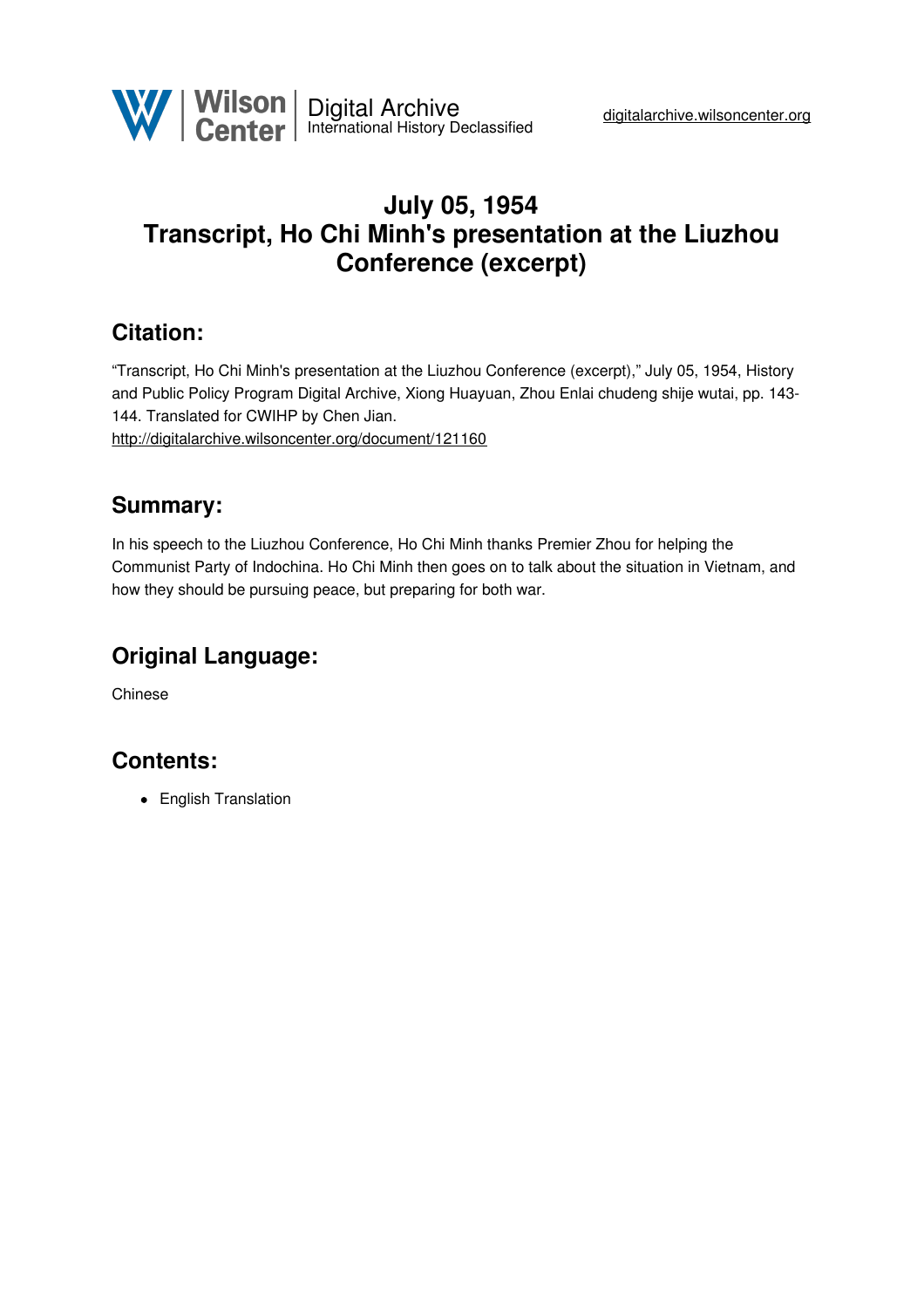Wilson Center | Digital Archive
International History Declassified

digitalarchive.wilsoncenter.org

# July 05, 1954
# Transcript, Ho Chi Minh's presentation at the Liuzhou Conference (excerpt)

## Citation:

"Transcript, Ho Chi Minh's presentation at the Liuzhou Conference (excerpt)," July 05, 1954, History and Public Policy Program Digital Archive, Xiong Huayuan, Zhou Enlai chudeng shije wutai, pp. 143-144. Translated for CWIHP by Chen Jian.
http://digitalarchive.wilsoncenter.org/document/121160

## Summary:

In his speech to the Liuzhou Conference, Ho Chi Minh thanks Premier Zhou for helping the Communist Party of Indochina. Ho Chi Minh then goes on to talk about the situation in Vietnam, and how they should be pursuing peace, but preparing for both war.

## Original Language:

Chinese

## Contents:

- English Translation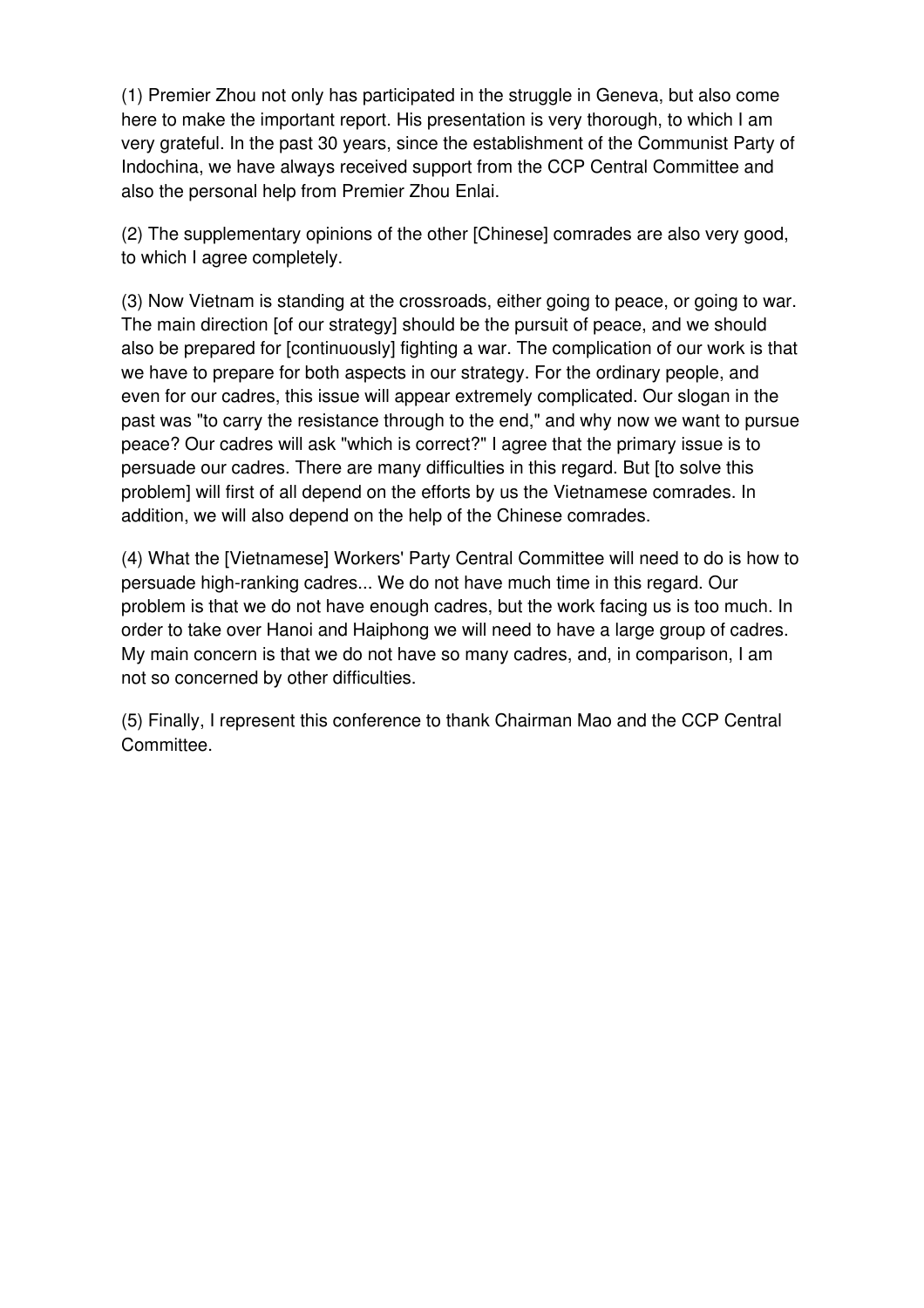(1) Premier Zhou not only has participated in the struggle in Geneva, but also come here to make the important report. His presentation is very thorough, to which I am very grateful. In the past 30 years, since the establishment of the Communist Party of Indochina, we have always received support from the CCP Central Committee and also the personal help from Premier Zhou Enlai.

(2) The supplementary opinions of the other [Chinese] comrades are also very good, to which I agree completely.

(3) Now Vietnam is standing at the crossroads, either going to peace, or going to war. The main direction [of our strategy] should be the pursuit of peace, and we should also be prepared for [continuously] fighting a war. The complication of our work is that we have to prepare for both aspects in our strategy. For the ordinary people, and even for our cadres, this issue will appear extremely complicated. Our slogan in the past was "to carry the resistance through to the end," and why now we want to pursue peace? Our cadres will ask "which is correct?" I agree that the primary issue is to persuade our cadres. There are many difficulties in this regard. But [to solve this problem] will first of all depend on the efforts by us the Vietnamese comrades. In addition, we will also depend on the help of the Chinese comrades.

(4) What the [Vietnamese] Workers' Party Central Committee will need to do is how to persuade high-ranking cadres... We do not have much time in this regard. Our problem is that we do not have enough cadres, but the work facing us is too much. In order to take over Hanoi and Haiphong we will need to have a large group of cadres. My main concern is that we do not have so many cadres, and, in comparison, I am not so concerned by other difficulties.

(5) Finally, I represent this conference to thank Chairman Mao and the CCP Central Committee.